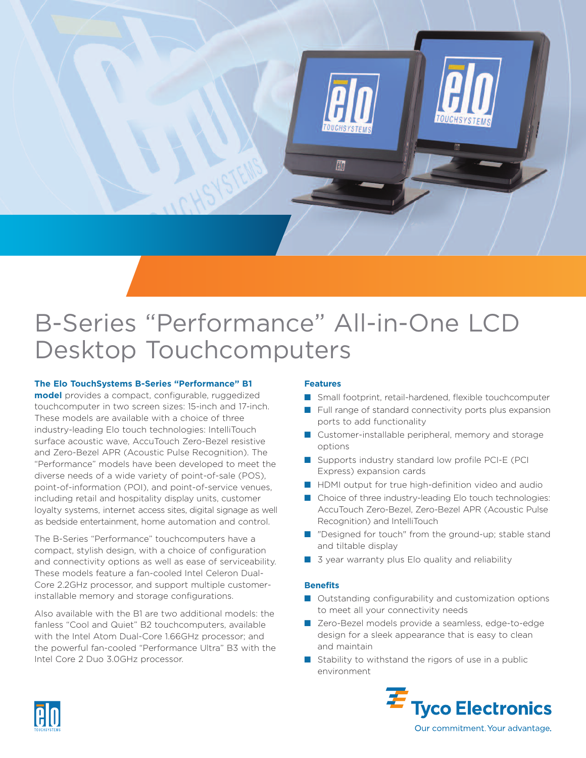# B-Series "Performance" All-in-One LCD Desktop Touchcomputers

**The Elo TouchSystems B-Series "Performance" B1 model** provides a compact, configurable, ruggedized touchcomputer in two screen sizes: 15-inch and 17-inch. These models are available with a choice of three industry-leading Elo touch technologies: IntelliTouch surface acoustic wave, AccuTouch Zero-Bezel resistive and Zero-Bezel APR (Acoustic Pulse Recognition). The "Performance" models have been developed to meet the diverse needs of a wide variety of point-of-sale (POS), point-of-information (POI), and point-of-service venues, including retail and hospitality display units, customer loyalty systems, internet access sites, digital signage as well as bedside entertainment, home automation and control.

The B-Series "Performance" touchcomputers have a compact, stylish design, with a choice of configuration and connectivity options as well as ease of serviceability. These models feature a fan-cooled Intel Celeron Dual-Core 2.2GHz processor, and support multiple customer-installable memory and storage configurations.

Also available with the B1 are two additional models: the fanless "Cool and Quiet" B2 touchcomputers, available with the Intel Atom Dual-Core 1.66GHz processor; and the powerful fan-cooled "Performance Ultra" B3 with the Intel Core 2 Duo 3.0GHz processor.

### Features

- Small footprint, retail-hardened, flexible touchcomputer
- Full range of standard connectivity ports plus expansion ports to add functionality
- Customer-installable peripheral, memory and storage options
- Supports industry standard low profile PCI-E (PCI Express) expansion cards
- HDMI output for true high-definition video and audio
- Choice of three industry-leading Elo touch technologies: AccuTouch Zero-Bezel, Zero-Bezel APR (Acoustic Pulse Recognition) and IntelliTouch
- "Designed for touch" from the ground-up; stable stand and tiltable display
- 3 year warranty plus Elo quality and reliability

### Benefits

- Outstanding configurability and customization options to meet all your connectivity needs
- Zero-Bezel models provide a seamless, edge-to-edge design for a sleek appearance that is easy to clean and maintain
- Stability to withstand the rigors of use in a public environment

Tyco Electronics

Our commitment. Your advantage.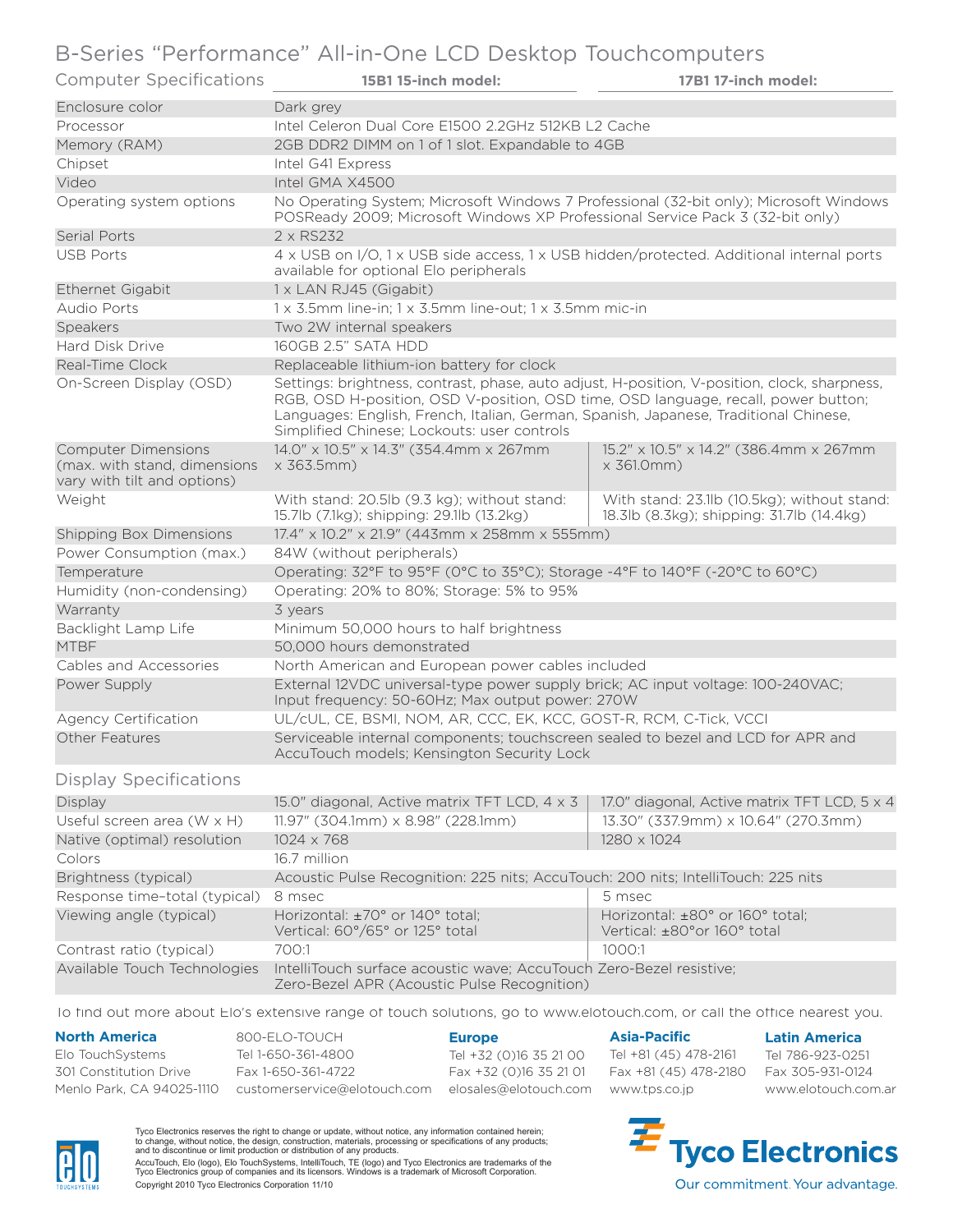# B-Series "Performance" All-in-One LCD Desktop Touchcomputers

| Computer Specifications | 15B1 15-inch model: | 17B1 17-inch model: |
|---|---|---|
| Enclosure color | Dark grey | |
| Processor | Intel Celeron Dual Core E1500 2.2GHz 512KB L2 Cache | |
| Memory (RAM) | 2GB DDR2 DIMM on 1 of 1 slot. Expandable to 4GB | |
| Chipset | Intel G41 Express | |
| Video | Intel GMA X4500 | |
| Operating system options | No Operating System; Microsoft Windows 7 Professional (32-bit only); Microsoft Windows POSReady 2009; Microsoft Windows XP Professional Service Pack 3 (32-bit only) | |
| Serial Ports | 2 x RS232 | |
| USB Ports | 4 x USB on I/O, 1 x USB side access, 1 x USB hidden/protected. Additional internal ports available for optional Elo peripherals | |
| Ethernet Gigabit | 1 x LAN RJ45 (Gigabit) | |
| Audio Ports | 1 x 3.5mm line-in; 1 x 3.5mm line-out; 1 x 3.5mm mic-in | |
| Speakers | Two 2W internal speakers | |
| Hard Disk Drive | 160GB 2.5" SATA HDD | |
| Real-Time Clock | Replaceable lithium-ion battery for clock | |
| On-Screen Display (OSD) | Settings: brightness, contrast, phase, auto adjust, H-position, V-position, clock, sharpness, RGB, OSD H-position, OSD V-position, OSD time, OSD language, recall, power button; Languages: English, French, Italian, German, Spanish, Japanese, Traditional Chinese, Simplified Chinese; Lockouts: user controls | |
| Computer Dimensions (max. with stand, dimensions vary with tilt and options) | 14.0" x 10.5" x 14.3" (354.4mm x 267mm x 363.5mm) | 15.2" x 10.5" x 14.2" (386.4mm x 267mm x 361.0mm) |
| Weight | With stand: 20.5lb (9.3 kg); without stand: 15.7lb (7.1kg); shipping: 29.1lb (13.2kg) | With stand: 23.1lb (10.5kg); without stand: 18.3lb (8.3kg); shipping: 31.7lb (14.4kg) |
| Shipping Box Dimensions | 17.4" x 10.2" x 21.9" (443mm x 258mm x 555mm) | |
| Power Consumption (max.) | 84W (without peripherals) | |
| Temperature | Operating: 32°F to 95°F (0°C to 35°C); Storage -4°F to 140°F (-20°C to 60°C) | |
| Humidity (non-condensing) | Operating: 20% to 80%; Storage: 5% to 95% | |
| Warranty | 3 years | |
| Backlight Lamp Life | Minimum 50,000 hours to half brightness | |
| MTBF | 50,000 hours demonstrated | |
| Cables and Accessories | North American and European power cables included | |
| Power Supply | External 12VDC universal-type power supply brick; AC input voltage: 100-240VAC; Input frequency: 50-60Hz; Max output power: 270W | |
| Agency Certification | UL/cUL, CE, BSMI, NOM, AR, CCC, EK, KCC, GOST-R, RCM, C-Tick, VCCI | |
| Other Features | Serviceable internal components; touchscreen sealed to bezel and LCD for APR and AccuTouch models; Kensington Security Lock | |

## Display Specifications

| | | |
|---|---|---|
| Display | 15.0" diagonal, Active matrix TFT LCD, 4 x 3 | 17.0" diagonal, Active matrix TFT LCD, 5 x 4 |
| Useful screen area (W x H) | 11.97" (304.1mm) x 8.98" (228.1mm) | 13.30" (337.9mm) x 10.64" (270.3mm) |
| Native (optimal) resolution | 1024 x 768 | 1280 x 1024 |
| Colors | 16.7 million | |
| Brightness (typical) | Acoustic Pulse Recognition: 225 nits; AccuTouch: 200 nits; IntelliTouch: 225 nits | |
| Response time–total (typical) | 8 msec | 5 msec |
| Viewing angle (typical) | Horizontal: ±70° or 140° total; Vertical: 60°/65° or 125° total | Horizontal: ±80° or 160° total; Vertical: ±80°or 160° total |
| Contrast ratio (typical) | 700:1 | 1000:1 |
| Available Touch Technologies | IntelliTouch surface acoustic wave; AccuTouch Zero-Bezel resistive; Zero-Bezel APR (Acoustic Pulse Recognition) | |

To find out more about Elo's extensive range of touch solutions, go to www.elotouch.com, or call the office nearest you.

**North America**
Elo TouchSystems
301 Constitution Drive
Menlo Park, CA 94025-1110
800-ELO-TOUCH
Tel 1-650-361-4800
Fax 1-650-361-4722
customerservice@elotouch.com

**Europe**
Tel +32 (0)16 35 21 00
Fax +32 (0)16 35 21 01
elosales@elotouch.com

**Asia-Pacific**
Tel +81 (45) 478-2161
Fax +81 (45) 478-2180
www.tps.co.jp

**Latin America**
Tel 786-923-0251
Fax 305-931-0124
www.elotouch.com.ar

Tyco Electronics reserves the right to change or update, without notice, any information contained herein; to change, without notice, the design, construction, materials, processing or specifications of any products; and to discontinue or limit production or distribution of any products.
AccuTouch, Elo (logo), Elo TouchSystems, IntelliTouch, TE (logo) and Tyco Electronics are trademarks of the Tyco Electronics group of companies and its licensors. Windows is a trademark of Microsoft Corporation.
Copyright 2010 Tyco Electronics Corporation 11/10

Tyco Electronics
Our commitment. Your advantage.